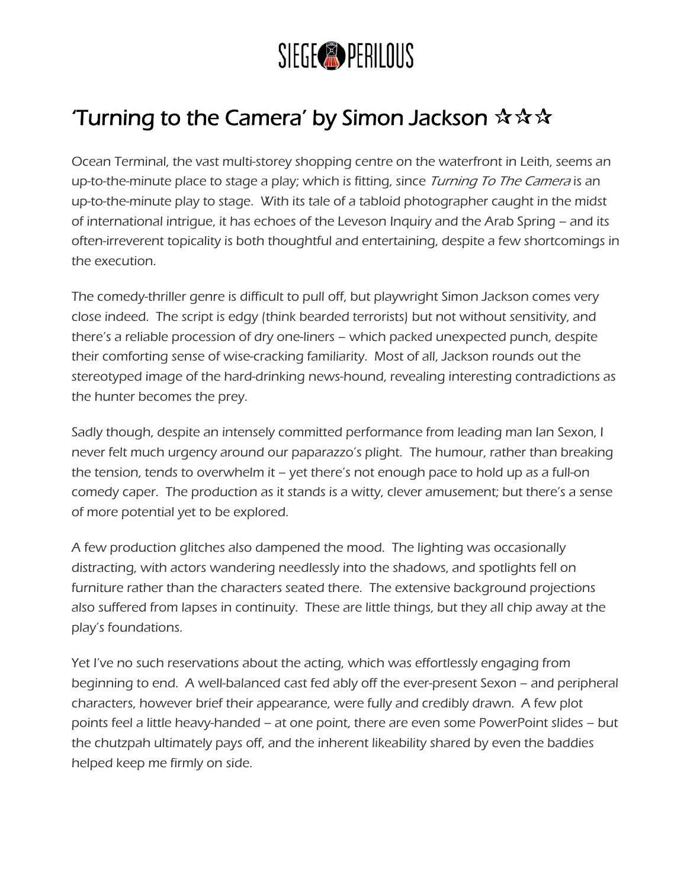# SIEGE PERILOUS

## 'Turning to the Camera' by Simon Jackson ☆☆☆

Ocean Terminal, the vast multi-storey shopping centre on the waterfront in Leith, seems an up-to-the-minute place to stage a play; which is fitting, since *Turning To The Camera* is an up-to-the-minute play to stage. With its tale of a tabloid photographer caught in the midst of international intrigue, it has echoes of the Leveson Inquiry and the Arab Spring – and its often-irreverent topicality is both thoughtful and entertaining, despite a few shortcomings in the execution.

The comedy-thriller genre is difficult to pull off, but playwright Simon Jackson comes very close indeed. The script is edgy (think bearded terrorists) but not without sensitivity, and there's a reliable procession of dry one-liners – which packed unexpected punch, despite their comforting sense of wise-cracking familiarity. Most of all, Jackson rounds out the stereotyped image of the hard-drinking news-hound, revealing interesting contradictions as the hunter becomes the prey.

Sadly though, despite an intensely committed performance from leading man Ian Sexon, I never felt much urgency around our paparazzo's plight. The humour, rather than breaking the tension, tends to overwhelm it – yet there's not enough pace to hold up as a full-on comedy caper. The production as it stands is a witty, clever amusement; but there's a sense of more potential yet to be explored.

A few production glitches also dampened the mood. The lighting was occasionally distracting, with actors wandering needlessly into the shadows, and spotlights fell on furniture rather than the characters seated there. The extensive background projections also suffered from lapses in continuity. These are little things, but they all chip away at the play's foundations.

Yet I've no such reservations about the acting, which was effortlessly engaging from beginning to end. A well-balanced cast fed ably off the ever-present Sexon – and peripheral characters, however brief their appearance, were fully and credibly drawn. A few plot points feel a little heavy-handed – at one point, there are even some PowerPoint slides – but the chutzpah ultimately pays off, and the inherent likeability shared by even the baddies helped keep me firmly on side.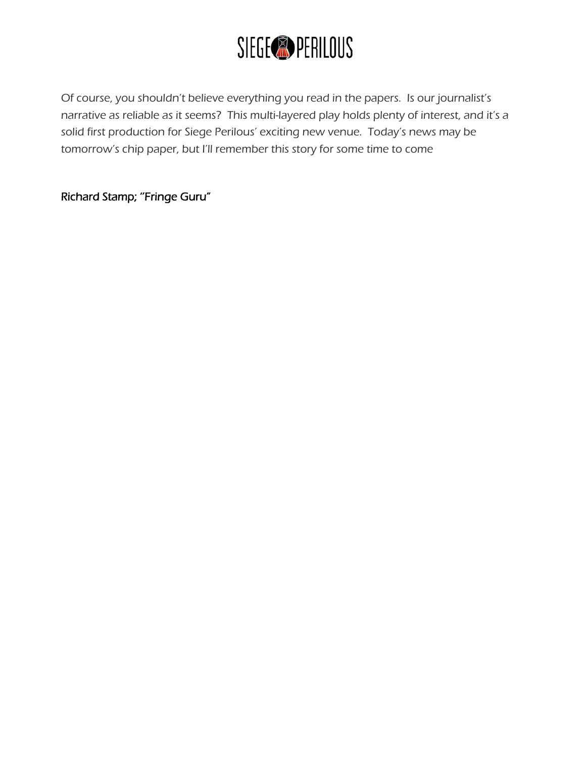*Of course, you shouldn't believe everything you read in the papers. Is our journalist's narrative as reliable as it seems? This multi-layered play holds plenty of interest, and it's a solid first production for Siege Perilous' exciting new venue. Today's news may be tomorrow's chip paper, but I'll remember this story for some time to come*

**Richard Stamp; "Fringe Guru"**